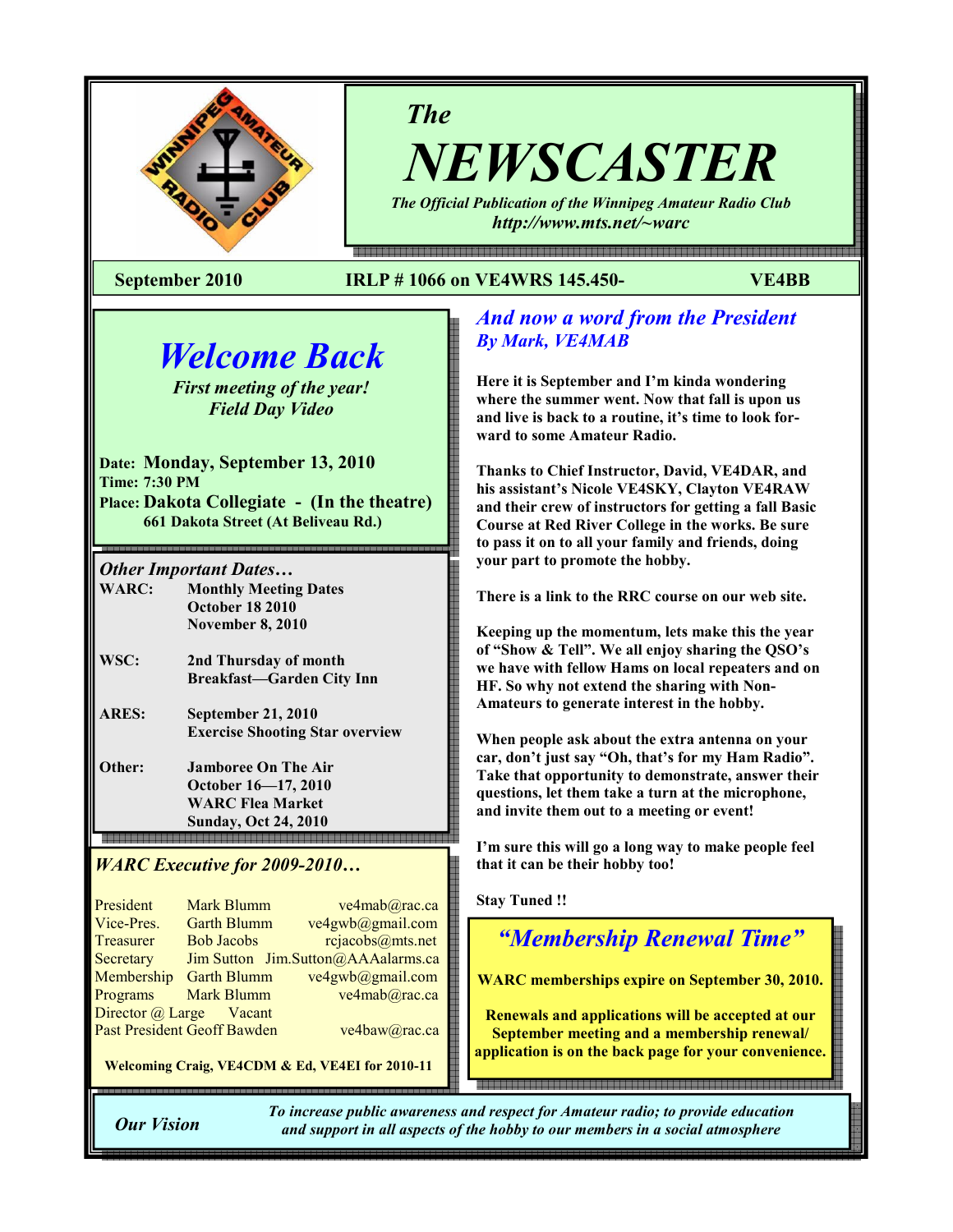# The NEWSCASTER

*The Official Publication of the Winnipeg Amateur Radio Club*
*http://www.mts.net/~warc*

**September 2010** **IRLP # 1066 on VE4WRS 145.450-** **VE4BB**

## Welcome Back

*First meeting of the year!*
*Field Day Video*

**Date: Monday, September 13, 2010**
**Time: 7:30 PM**
**Place: Dakota Collegiate - (In the theatre)**
**661 Dakota Street (At Beliveau Rd.)**

### *Other Important Dates…*

| | |
|---|---|
| **WARC:** | **Monthly Meeting Dates**<br>**October 18 2010**<br>**November 8, 2010** |
| **WSC:** | **2nd Thursday of month**<br>**Breakfast—Garden City Inn** |
| **ARES:** | **September 21, 2010**<br>**Exercise Shooting Star overview** |
| **Other:** | **Jamboree On The Air**<br>**October 16—17, 2010**<br>**WARC Flea Market**<br>**Sunday, Oct 24, 2010** |

### *WARC Executive for 2009-2010…*

| | | |
|---|---|---|
| President | Mark Blumm | ve4mab@rac.ca |
| Vice-Pres. | Garth Blumm | ve4gwb@gmail.com |
| Treasurer | Bob Jacobs | rcjacobs@mts.net |
| Secretary | Jim Sutton | Jim.Sutton@AAAalarms.ca |
| Membership | Garth Blumm | ve4gwb@gmail.com |
| Programs | Mark Blumm | ve4mab@rac.ca |
| Director @ Large | Vacant | |
| Past President | Geoff Bawden | ve4baw@rac.ca |

**Welcoming Craig, VE4CDM & Ed, VE4EI for 2010-11**

## *And now a word from the President*
### *By Mark, VE4MAB*

**Here it is September and I'm kinda wondering where the summer went. Now that fall is upon us and live is back to a routine, it's time to look forward to some Amateur Radio.**

**Thanks to Chief Instructor, David, VE4DAR, and his assistant's Nicole VE4SKY, Clayton VE4RAW and their crew of instructors for getting a fall Basic Course at Red River College in the works. Be sure to pass it on to all your family and friends, doing your part to promote the hobby.**

**There is a link to the RRC course on our web site.**

**Keeping up the momentum, lets make this the year of "Show & Tell". We all enjoy sharing the QSO's we have with fellow Hams on local repeaters and on HF. So why not extend the sharing with Non-Amateurs to generate interest in the hobby.**

**When people ask about the extra antenna on your car, don't just say "Oh, that's for my Ham Radio". Take that opportunity to demonstrate, answer their questions, let them take a turn at the microphone, and invite them out to a meeting or event!**

**I'm sure this will go a long way to make people feel that it can be their hobby too!**

**Stay Tuned !!**

## *"Membership Renewal Time"*

**WARC memberships expire on September 30, 2010.**

**Renewals and applications will be accepted at our September meeting and a membership renewal/ application is on the back page for your convenience.**

***Our Vision***

***To increase public awareness and respect for Amateur radio; to provide education and support in all aspects of the hobby to our members in a social atmosphere***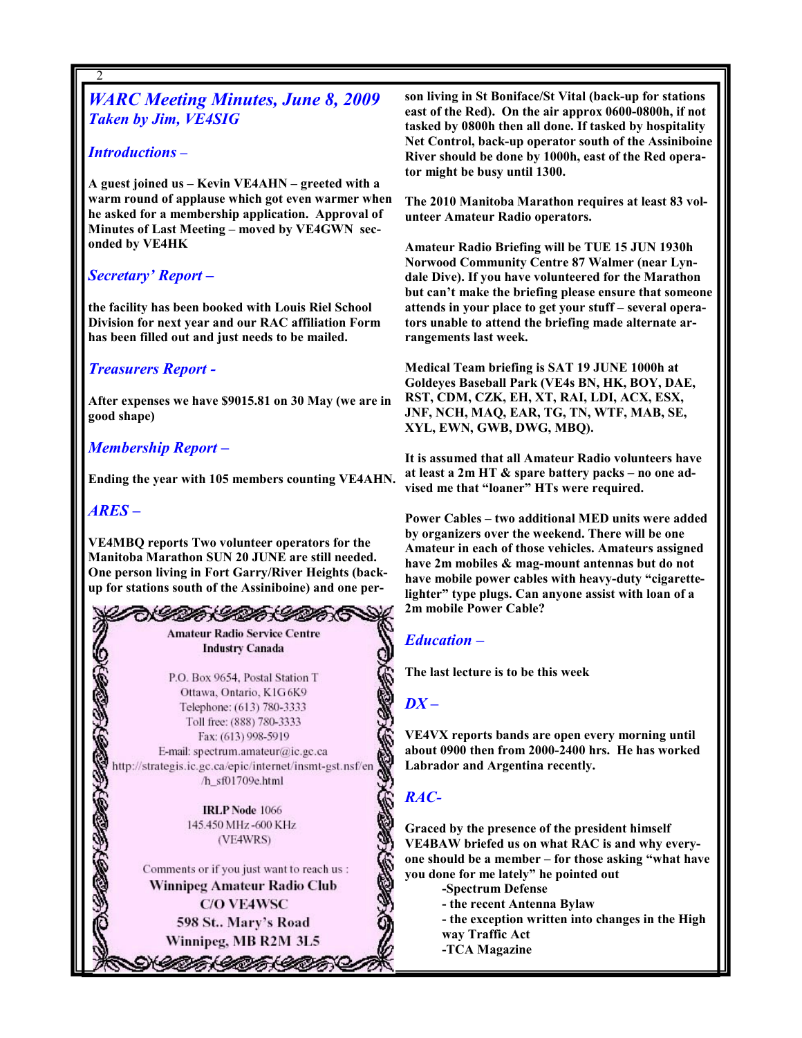## *WARC Meeting Minutes, June 8, 2009*
### *Taken by Jim, VE4SIG*

### *Introductions –*

**A guest joined us – Kevin VE4AHN – greeted with a warm round of applause which got even warmer when he asked for a membership application. Approval of Minutes of Last Meeting – moved by VE4GWN seconded by VE4HK**

### *Secretary' Report –*

**the facility has been booked with Louis Riel School Division for next year and our RAC affiliation Form has been filled out and just needs to be mailed.**

### *Treasurers Report -*

**After expenses we have $9015.81 on 30 May (we are in good shape)**

### *Membership Report –*

**Ending the year with 105 members counting VE4AHN.**

### *ARES –*

**VE4MBQ reports Two volunteer operators for the Manitoba Marathon SUN 20 JUNE are still needed. One person living in Fort Garry/River Heights (back-up for stations south of the Assiniboine) and one person living in St Boniface/St Vital (back-up for stations east of the Red). On the air approx 0600-0800h, if not tasked by 0800h then all done. If tasked by hospitality Net Control, back-up operator south of the Assiniboine River should be done by 1000h, east of the Red operator might be busy until 1300.**

**The 2010 Manitoba Marathon requires at least 83 volunteer Amateur Radio operators.**

**Amateur Radio Briefing will be TUE 15 JUN 1930h Norwood Community Centre 87 Walmer (near Lyndale Dive). If you have volunteered for the Marathon but can't make the briefing please ensure that someone attends in your place to get your stuff – several operators unable to attend the briefing made alternate arrangements last week.**

**Medical Team briefing is SAT 19 JUNE 1000h at Goldeyes Baseball Park (VE4s BN, HK, BOY, DAE, RST, CDM, CZK, EH, XT, RAI, LDI, ACX, ESX, JNF, NCH, MAQ, EAR, TG, TN, WTF, MAB, SE, XYL, EWN, GWB, DWG, MBQ).**

**It is assumed that all Amateur Radio volunteers have at least a 2m HT & spare battery packs – no one advised me that "loaner" HTs were required.**

**Power Cables – two additional MED units were added by organizers over the weekend. There will be one Amateur in each of those vehicles. Amateurs assigned have 2m mobiles & mag-mount antennas but do not have mobile power cables with heavy-duty "cigarette-lighter" type plugs. Can anyone assist with loan of a 2m mobile Power Cable?**

### *Education –*

**The last lecture is to be this week**

### *DX –*

**VE4VX reports bands are open every morning until about 0900 then from 2000-2400 hrs. He has worked Labrador and Argentina recently.**

### *RAC-*

**Graced by the presence of the president himself VE4BAW briefed us on what RAC is and why everyone should be a member – for those asking "what have you done for me lately" he pointed out**

- **Spectrum Defense**
- **the recent Antenna Bylaw**
- **the exception written into changes in the High way Traffic Act**
- **TCA Magazine**

---

**Amateur Radio Service Centre**
**Industry Canada**

P.O. Box 9654, Postal Station T
Ottawa, Ontario, K1G 6K9
Telephone: (613) 780-3333
Toll free: (888) 780-3333
Fax: (613) 998-5919
E-mail: spectrum.amateur@ic.gc.ca
http://strategis.ic.gc.ca/epic/internet/insmt-gst.nsf/en/h_sf01709e.html

**IRLP Node** 1066
145.450 MHz -600 KHz
(VE4WRS)

Comments or if you just want to reach us :
**Winnipeg Amateur Radio Club**
**C/O VE4WSC**
**598 St.. Mary's Road**
**Winnipeg, MB R2M 3L5**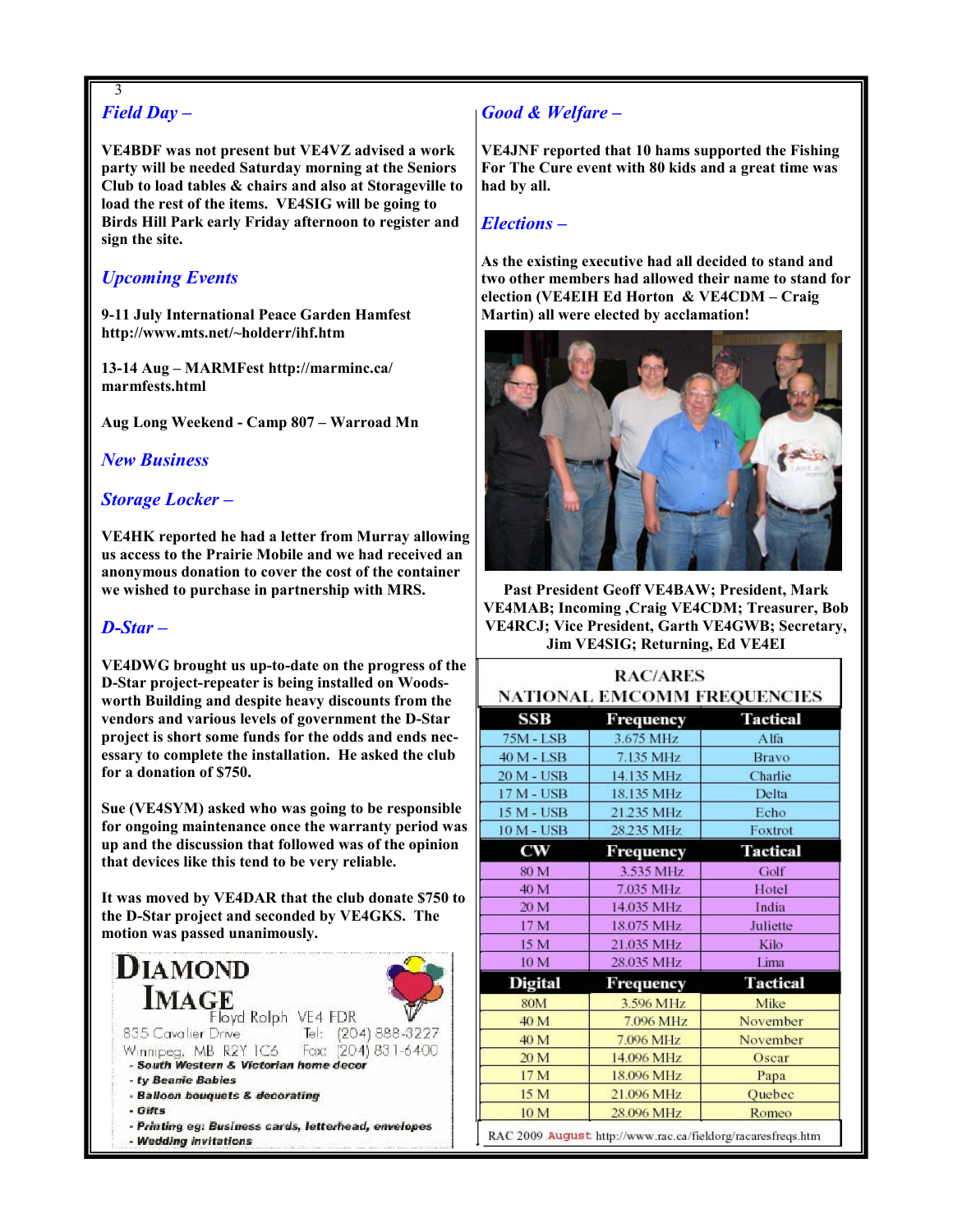## *Field Day –*

**VE4BDF was not present but VE4VZ advised a work party will be needed Saturday morning at the Seniors Club to load tables & chairs and also at Storageville to load the rest of the items. VE4SIG will be going to Birds Hill Park early Friday afternoon to register and sign the site.**

## *Upcoming Events*

**9-11 July International Peace Garden Hamfest http://www.mts.net/~holderr/ihf.htm**

**13-14 Aug – MARMFest http://marminc.ca/marmfests.html**

**Aug Long Weekend - Camp 807 – Warroad Mn**

## *New Business*

## *Storage Locker –*

**VE4HK reported he had a letter from Murray allowing us access to the Prairie Mobile and we had received an anonymous donation to cover the cost of the container we wished to purchase in partnership with MRS.**

## *D-Star –*

**VE4DWG brought us up-to-date on the progress of the D-Star project-repeater is being installed on Woodsworth Building and despite heavy discounts from the vendors and various levels of government the D-Star project is short some funds for the odds and ends necessary to complete the installation. He asked the club for a donation of $750.**

**Sue (VE4SYM) asked who was going to be responsible for ongoing maintenance once the warranty period was up and the discussion that followed was of the opinion that devices like this tend to be very reliable.**

**It was moved by VE4DAR that the club donate $750 to the D-Star project and seconded by VE4GKS. The motion was passed unanimously.**

**DIAMOND IMAGE**
Floyd Ralph VE4 FDR
835 Cavalier Drive
Winnipeg, MB R2Y 1C6
Tel: (204) 888-3227
Fax: (204) 831-6400
- South Western & Victorian home decor
- ty Beanie Babies
- Balloon bouquets & decorating
- Gifts
- Printing eg: Business cards, letterhead, envelopes
- Wedding invitations

## *Good & Welfare –*

**VE4JNF reported that 10 hams supported the Fishing For The Cure event with 80 kids and a great time was had by all.**

## *Elections –*

**As the existing executive had all decided to stand and two other members had allowed their name to stand for election (VE4EIH Ed Horton & VE4CDM – Craig Martin) all were elected by acclamation!**

**Past President Geoff VE4BAW; President, Mark VE4MAB; Incoming ,Craig VE4CDM; Treasurer, Bob VE4RCJ; Vice President, Garth VE4GWB; Secretary, Jim VE4SIG; Returning, Ed VE4EI**

**RAC/ARES NATIONAL EMCOMM FREQUENCIES**

| SSB | Frequency | Tactical |
|---|---|---|
| 75M - LSB | 3.675 MHz | Alfa |
| 40 M - LSB | 7.135 MHz | Bravo |
| 20 M - USB | 14.135 MHz | Charlie |
| 17 M - USB | 18.135 MHz | Delta |
| 15 M - USB | 21.235 MHz | Echo |
| 10 M - USB | 28.235 MHz | Foxtrot |
| **CW** | **Frequency** | **Tactical** |
| 80 M | 3.535 MHz | Golf |
| 40 M | 7.035 MHz | Hotel |
| 20 M | 14.035 MHz | India |
| 17 M | 18.075 MHz | Juliette |
| 15 M | 21.035 MHz | Kilo |
| 10 M | 28.035 MHz | Lima |
| **Digital** | **Frequency** | **Tactical** |
| 80M | 3.596 MHz | Mike |
| 40 M | 7.096 MHz | November |
| 40 M | 7.096 MHz | November |
| 20 M | 14.096 MHz | Oscar |
| 17 M | 18.096 MHz | Papa |
| 15 M | 21.096 MHz | Quebec |
| 10 M | 28.096 MHz | Romeo |

RAC 2009 August http://www.rac.ca/fieldorg/racaresfreqs.htm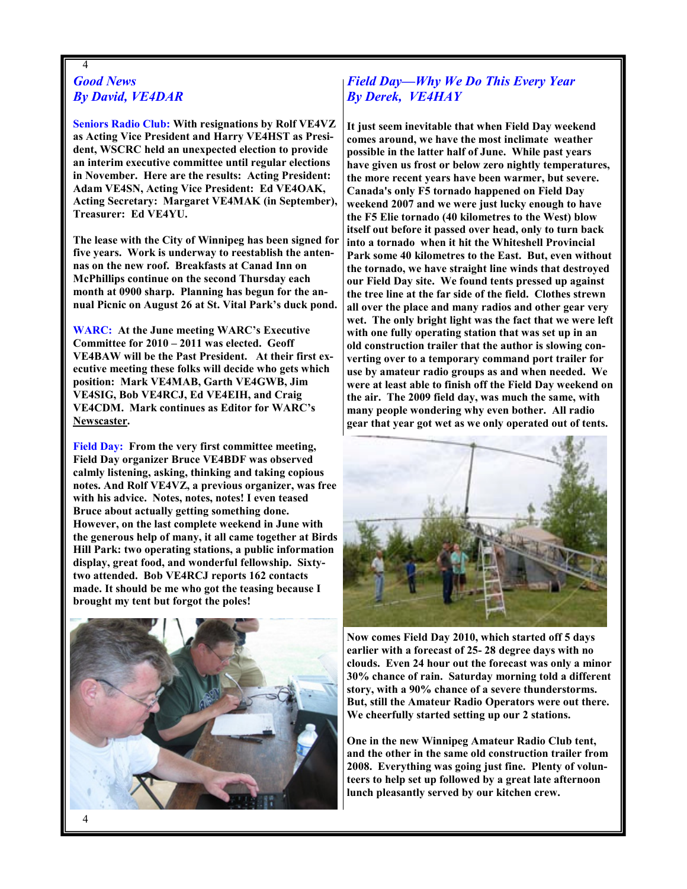## *Good News*
## *By David, VE4DAR*

**Seniors Radio Club:** With resignations by Rolf VE4VZ as Acting Vice President and Harry VE4HST as President, WSCRC held an unexpected election to provide an interim executive committee until regular elections in November. Here are the results: Acting President: Adam VE4SN, Acting Vice President: Ed VE4OAK, Acting Secretary: Margaret VE4MAK (in September), Treasurer: Ed VE4YU.

The lease with the City of Winnipeg has been signed for five years. Work is underway to reestablish the antennas on the new roof. Breakfasts at Canad Inn on McPhillips continue on the second Thursday each month at 0900 sharp. Planning has begun for the annual Picnic on August 26 at St. Vital Park's duck pond.

**WARC:** At the June meeting WARC's Executive Committee for 2010 – 2011 was elected. Geoff VE4BAW will be the Past President. At their first executive meeting these folks will decide who gets which position: Mark VE4MAB, Garth VE4GWB, Jim VE4SIG, Bob VE4RCJ, Ed VE4EIH, and Craig VE4CDM. Mark continues as Editor for WARC's Newscaster.

**Field Day:** From the very first committee meeting, Field Day organizer Bruce VE4BDF was observed calmly listening, asking, thinking and taking copious notes. And Rolf VE4VZ, a previous organizer, was free with his advice. Notes, notes, notes! I even teased Bruce about actually getting something done. However, on the last complete weekend in June with the generous help of many, it all came together at Birds Hill Park: two operating stations, a public information display, great food, and wonderful fellowship. Sixty-two attended. Bob VE4RCJ reports 162 contacts made. It should be me who got the teasing because I brought my tent but forgot the poles!

## *Field Day—Why We Do This Every Year*
## *By Derek, VE4HAY*

It just seem inevitable that when Field Day weekend comes around, we have the most inclimate weather possible in the latter half of June. While past years have given us frost or below zero nightly temperatures, the more recent years have been warmer, but severe. Canada's only F5 tornado happened on Field Day weekend 2007 and we were just lucky enough to have the F5 Elie tornado (40 kilometres to the West) blow itself out before it passed over head, only to turn back into a tornado when it hit the Whiteshell Provincial Park some 40 kilometres to the East. But, even without the tornado, we have straight line winds that destroyed our Field Day site. We found tents pressed up against the tree line at the far side of the field. Clothes strewn all over the place and many radios and other gear very wet. The only bright light was the fact that we were left with one fully operating station that was set up in an old construction trailer that the author is slowing converting over to a temporary command port trailer for use by amateur radio groups as and when needed. We were at least able to finish off the Field Day weekend on the air. The 2009 field day, was much the same, with many people wondering why even bother. All radio gear that year got wet as we only operated out of tents.

Now comes Field Day 2010, which started off 5 days earlier with a forecast of 25- 28 degree days with no clouds. Even 24 hour out the forecast was only a minor 30% chance of rain. Saturday morning told a different story, with a 90% chance of a severe thunderstorms. But, still the Amateur Radio Operators were out there. We cheerfully started setting up our 2 stations.

One in the new Winnipeg Amateur Radio Club tent, and the other in the same old construction trailer from 2008. Everything was going just fine. Plenty of volunteers to help set up followed by a great late afternoon lunch pleasantly served by our kitchen crew.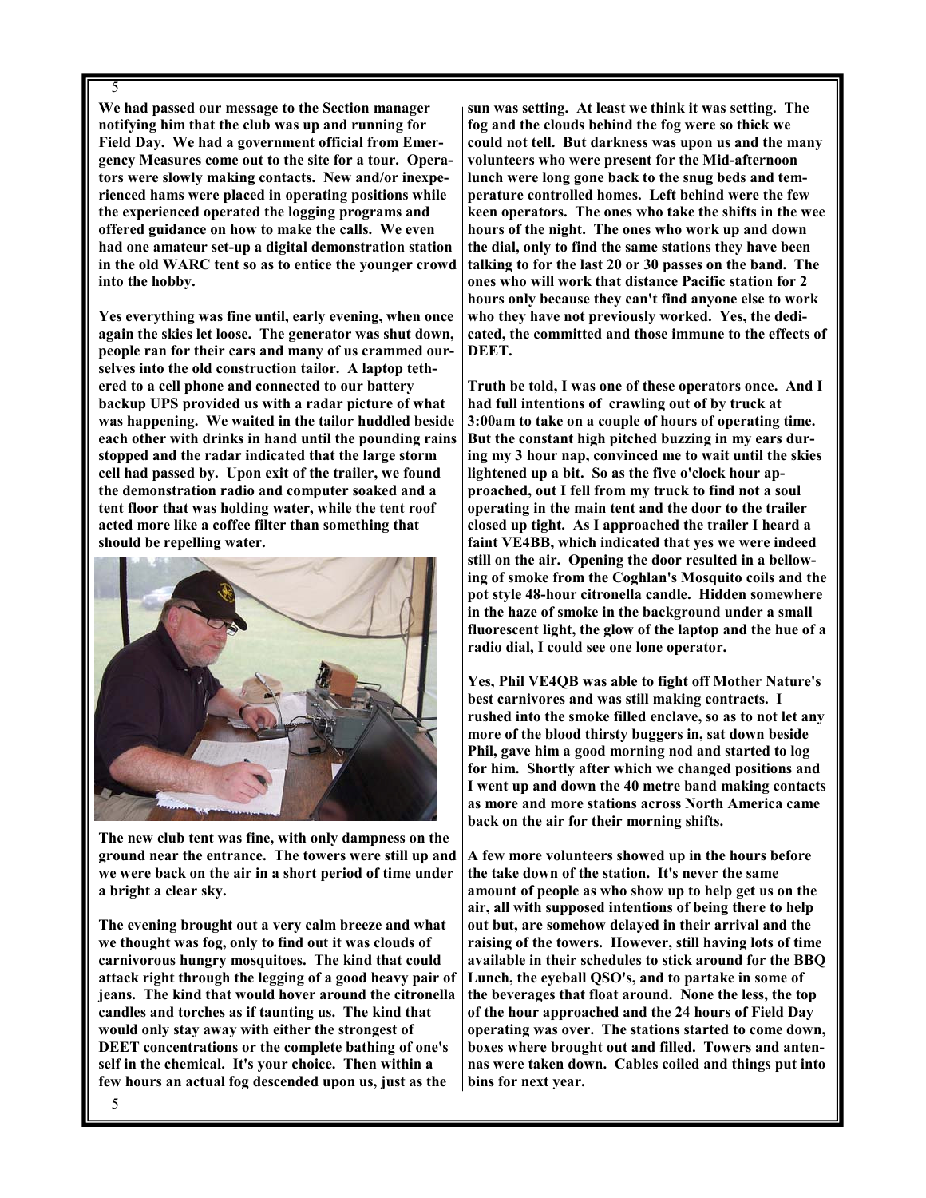**We had passed our message to the Section manager notifying him that the club was up and running for Field Day. We had a government official from Emergency Measures come out to the site for a tour. Operators were slowly making contacts. New and/or inexperienced hams were placed in operating positions while the experienced operated the logging programs and offered guidance on how to make the calls. We even had one amateur set-up a digital demonstration station in the old WARC tent so as to entice the younger crowd into the hobby.**

**Yes everything was fine until, early evening, when once again the skies let loose. The generator was shut down, people ran for their cars and many of us crammed ourselves into the old construction tailor. A laptop tethered to a cell phone and connected to our battery backup UPS provided us with a radar picture of what was happening. We waited in the tailor huddled beside each other with drinks in hand until the pounding rains stopped and the radar indicated that the large storm cell had passed by. Upon exit of the trailer, we found the demonstration radio and computer soaked and a tent floor that was holding water, while the tent roof acted more like a coffee filter than something that should be repelling water.**

**The new club tent was fine, with only dampness on the ground near the entrance. The towers were still up and we were back on the air in a short period of time under a bright a clear sky.**

**The evening brought out a very calm breeze and what we thought was fog, only to find out it was clouds of carnivorous hungry mosquitoes. The kind that could attack right through the legging of a good heavy pair of jeans. The kind that would hover around the citronella candles and torches as if taunting us. The kind that would only stay away with either the strongest of DEET concentrations or the complete bathing of one's self in the chemical. It's your choice. Then within a few hours an actual fog descended upon us, just as the sun was setting. At least we think it was setting. The fog and the clouds behind the fog were so thick we could not tell. But darkness was upon us and the many volunteers who were present for the Mid-afternoon lunch were long gone back to the snug beds and temperature controlled homes. Left behind were the few keen operators. The ones who take the shifts in the wee hours of the night. The ones who work up and down the dial, only to find the same stations they have been talking to for the last 20 or 30 passes on the band. The ones who will work that distance Pacific station for 2 hours only because they can't find anyone else to work who they have not previously worked. Yes, the dedicated, the committed and those immune to the effects of DEET.**

**Truth be told, I was one of these operators once. And I had full intentions of crawling out of by truck at 3:00am to take on a couple of hours of operating time. But the constant high pitched buzzing in my ears during my 3 hour nap, convinced me to wait until the skies lightened up a bit. So as the five o'clock hour approached, out I fell from my truck to find not a soul operating in the main tent and the door to the trailer closed up tight. As I approached the trailer I heard a faint VE4BB, which indicated that yes we were indeed still on the air. Opening the door resulted in a bellowing of smoke from the Coghlan's Mosquito coils and the pot style 48-hour citronella candle. Hidden somewhere in the haze of smoke in the background under a small fluorescent light, the glow of the laptop and the hue of a radio dial, I could see one lone operator.**

**Yes, Phil VE4QB was able to fight off Mother Nature's best carnivores and was still making contracts. I rushed into the smoke filled enclave, so as to not let any more of the blood thirsty buggers in, sat down beside Phil, gave him a good morning nod and started to log for him. Shortly after which we changed positions and I went up and down the 40 metre band making contacts as more and more stations across North America came back on the air for their morning shifts.**

**A few more volunteers showed up in the hours before the take down of the station. It's never the same amount of people as who show up to help get us on the air, all with supposed intentions of being there to help out but, are somehow delayed in their arrival and the raising of the towers. However, still having lots of time available in their schedules to stick around for the BBQ Lunch, the eyeball QSO's, and to partake in some of the beverages that float around. None the less, the top of the hour approached and the 24 hours of Field Day operating was over. The stations started to come down, boxes where brought out and filled. Towers and antennas were taken down. Cables coiled and things put into bins for next year.**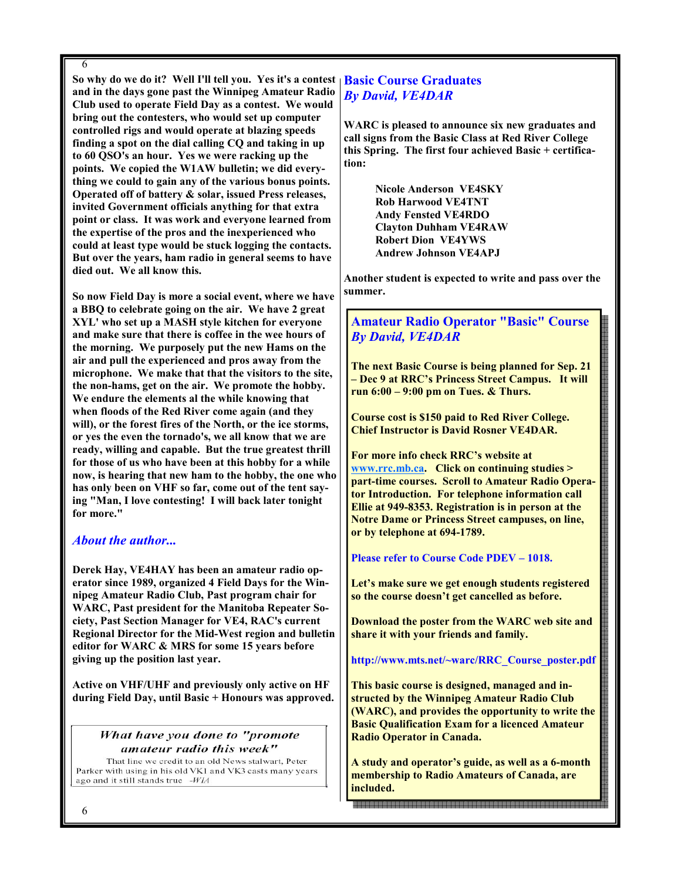**So why do we do it? Well I'll tell you. Yes it's a contest and in the days gone past the Winnipeg Amateur Radio Club used to operate Field Day as a contest. We would bring out the contesters, who would set up computer controlled rigs and would operate at blazing speeds finding a spot on the dial calling CQ and taking in up to 60 QSO's an hour. Yes we were racking up the points. We copied the W1AW bulletin; we did everything we could to gain any of the various bonus points. Operated off of battery & solar, issued Press releases, invited Government officials anything for that extra point or class. It was work and everyone learned from the expertise of the pros and the inexperienced who could at least type would be stuck logging the contacts. But over the years, ham radio in general seems to have died out. We all know this.**

**So now Field Day is more a social event, where we have a BBQ to celebrate going on the air. We have 2 great XYL' who set up a MASH style kitchen for everyone and make sure that there is coffee in the wee hours of the morning. We purposely put the new Hams on the air and pull the experienced and pros away from the microphone. We make that that the visitors to the site, the non-hams, get on the air. We promote the hobby. We endure the elements al the while knowing that when floods of the Red River come again (and they will), or the forest fires of the North, or the ice storms, or yes the even the tornado's, we all know that we are ready, willing and capable. But the true greatest thrill for those of us who have been at this hobby for a while now, is hearing that new ham to the hobby, the one who has only been on VHF so far, come out of the tent saying "Man, I love contesting! I will back later tonight for more."**

### *About the author...*

**Derek Hay, VE4HAY has been an amateur radio operator since 1989, organized 4 Field Days for the Winnipeg Amateur Radio Club, Past program chair for WARC, Past president for the Manitoba Repeater Society, Past Section Manager for VE4, RAC's current Regional Director for the Mid-West region and bulletin editor for WARC & MRS for some 15 years before giving up the position last year.**

**Active on VHF/UHF and previously only active on HF during Field Day, until Basic + Honours was approved.**

> *What have you done to "promote amateur radio this week"*
>
> That line we credit to an old News stalwart, Peter Parker with using in his old VK1 and VK3 casts many years ago and it still stands true -*WIA*

## Basic Course Graduates
### *By David, VE4DAR*

**WARC is pleased to announce six new graduates and call signs from the Basic Class at Red River College this Spring. The first four achieved Basic + certification:**

**Nicole Anderson VE4SKY**
**Rob Harwood VE4TNT**
**Andy Fensted VE4RDO**
**Clayton Duhham VE4RAW**
**Robert Dion VE4YWS**
**Andrew Johnson VE4APJ**

**Another student is expected to write and pass over the summer.**

## Amateur Radio Operator "Basic" Course
### *By David, VE4DAR*

**The next Basic Course is being planned for Sep. 21 – Dec 9 at RRC's Princess Street Campus. It will run 6:00 – 9:00 pm on Tues. & Thurs.**

**Course cost is $150 paid to Red River College. Chief Instructor is David Rosner VE4DAR.**

**For more info check RRC's website at www.rrc.mb.ca. Click on continuing studies > part-time courses. Scroll to Amateur Radio Operator Introduction. For telephone information call Ellie at 949-8353. Registration is in person at the Notre Dame or Princess Street campuses, on line, or by telephone at 694-1789.**

**Please refer to Course Code PDEV – 1018.**

**Let's make sure we get enough students registered so the course doesn't get cancelled as before.**

**Download the poster from the WARC web site and share it with your friends and family.**

**http://www.mts.net/~warc/RRC_Course_poster.pdf**

**This basic course is designed, managed and instructed by the Winnipeg Amateur Radio Club (WARC), and provides the opportunity to write the Basic Qualification Exam for a licenced Amateur Radio Operator in Canada.**

**A study and operator's guide, as well as a 6-month membership to Radio Amateurs of Canada, are included.**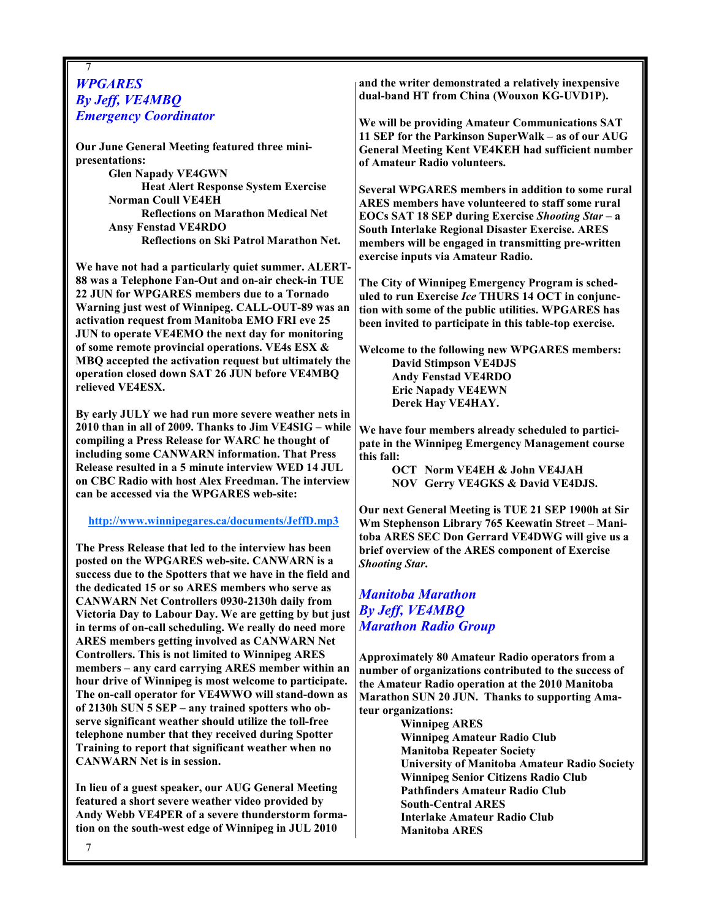## *WPGARES*
## *By Jeff, VE4MBQ*
## *Emergency Coordinator*

**Our June General Meeting featured three mini-presentations:**

- **Glen Napady VE4GWN**
  - **Heat Alert Response System Exercise**
- **Norman Coull VE4EH**
  - **Reflections on Marathon Medical Net**
- **Ansy Fenstad VE4RDO**
  - **Reflections on Ski Patrol Marathon Net.**

**We have not had a particularly quiet summer. ALERT-88 was a Telephone Fan-Out and on-air check-in TUE 22 JUN for WPGARES members due to a Tornado Warning just west of Winnipeg. CALL-OUT-89 was an activation request from Manitoba EMO FRI eve 25 JUN to operate VE4EMO the next day for monitoring of some remote provincial operations. VE4s ESX & MBQ accepted the activation request but ultimately the operation closed down SAT 26 JUN before VE4MBQ relieved VE4ESX.**

**By early JULY we had run more severe weather nets in 2010 than in all of 2009. Thanks to Jim VE4SIG – while compiling a Press Release for WARC he thought of including some CANWARN information. That Press Release resulted in a 5 minute interview WED 14 JUL on CBC Radio with host Alex Freedman. The interview can be accessed via the WPGARES web-site:**

**http://www.winnipegares.ca/documents/JeffD.mp3**

**The Press Release that led to the interview has been posted on the WPGARES web-site. CANWARN is a success due to the Spotters that we have in the field and the dedicated 15 or so ARES members who serve as CANWARN Net Controllers 0930-2130h daily from Victoria Day to Labour Day. We are getting by but just in terms of on-call scheduling. We really do need more ARES members getting involved as CANWARN Net Controllers. This is not limited to Winnipeg ARES members – any card carrying ARES member within an hour drive of Winnipeg is most welcome to participate. The on-call operator for VE4WWO will stand-down as of 2130h SUN 5 SEP – any trained spotters who observe significant weather should utilize the toll-free telephone number that they received during Spotter Training to report that significant weather when no CANWARN Net is in session.**

**In lieu of a guest speaker, our AUG General Meeting featured a short severe weather video provided by Andy Webb VE4PER of a severe thunderstorm formation on the south-west edge of Winnipeg in JUL 2010 and the writer demonstrated a relatively inexpensive dual-band HT from China (Wouxon KG-UVD1P).**

**We will be providing Amateur Communications SAT 11 SEP for the Parkinson SuperWalk – as of our AUG General Meeting Kent VE4KEH had sufficient number of Amateur Radio volunteers.**

**Several WPGARES members in addition to some rural ARES members have volunteered to staff some rural EOCs SAT 18 SEP during Exercise *Shooting Star* – a South Interlake Regional Disaster Exercise. ARES members will be engaged in transmitting pre-written exercise inputs via Amateur Radio.**

**The City of Winnipeg Emergency Program is scheduled to run Exercise *Ice* THURS 14 OCT in conjunction with some of the public utilities. WPGARES has been invited to participate in this table-top exercise.**

**Welcome to the following new WPGARES members:**

- **David Stimpson VE4DJS**
- **Andy Fenstad VE4RDO**
- **Eric Napady VE4EWN**
- **Derek Hay VE4HAY.**

**We have four members already scheduled to participate in the Winnipeg Emergency Management course this fall:**

- **OCT Norm VE4EH & John VE4JAH**
- **NOV Gerry VE4GKS & David VE4DJS.**

**Our next General Meeting is TUE 21 SEP 1900h at Sir Wm Stephenson Library 765 Keewatin Street – Manitoba ARES SEC Don Gerrard VE4DWG will give us a brief overview of the ARES component of Exercise *Shooting Star*.**

## *Manitoba Marathon*
## *By Jeff, VE4MBQ*
## *Marathon Radio Group*

**Approximately 80 Amateur Radio operators from a number of organizations contributed to the success of the Amateur Radio operation at the 2010 Manitoba Marathon SUN 20 JUN. Thanks to supporting Amateur organizations:**

- **Winnipeg ARES**
- **Winnipeg Amateur Radio Club**
- **Manitoba Repeater Society**
- **University of Manitoba Amateur Radio Society**
- **Winnipeg Senior Citizens Radio Club**
- **Pathfinders Amateur Radio Club**
- **South-Central ARES**
- **Interlake Amateur Radio Club**
- **Manitoba ARES**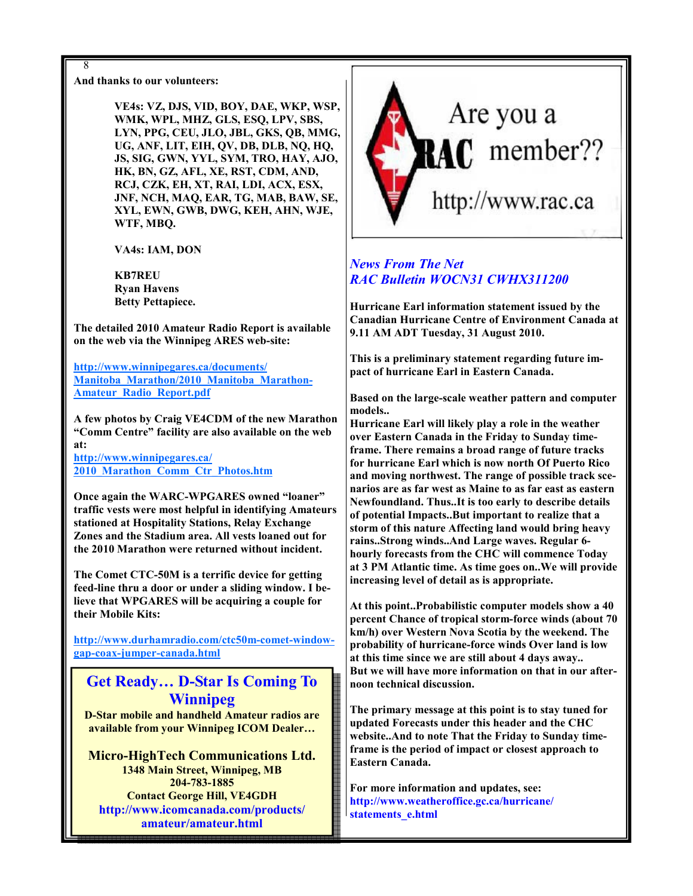**And thanks to our volunteers:**

**VE4s: VZ, DJS, VID, BOY, DAE, WKP, WSP, WMK, WPL, MHZ, GLS, ESQ, LPV, SBS, LYN, PPG, CEU, JLO, JBL, GKS, QB, MMG, UG, ANF, LIT, EIH, QV, DB, DLB, NQ, HQ, JS, SIG, GWN, YYL, SYM, TRO, HAY, AJO, HK, BN, GZ, AFL, XE, RST, CDM, AND, RCJ, CZK, EH, XT, RAI, LDI, ACX, ESX, JNF, NCH, MAQ, EAR, TG, MAB, BAW, SE, XYL, EWN, GWB, DWG, KEH, AHN, WJE, WTF, MBQ.**

**VA4s: IAM, DON**

**KB7REU**
**Ryan Havens**
**Betty Pettapiece.**

**The detailed 2010 Amateur Radio Report is available on the web via the Winnipeg ARES web-site:**

http://www.winnipegares.ca/documents/Manitoba_Marathon/2010_Manitoba_Marathon-Amateur_Radio_Report.pdf

**A few photos by Craig VE4CDM of the new Marathon "Comm Centre" facility are also available on the web at:**
http://www.winnipegares.ca/2010_Marathon_Comm_Ctr_Photos.htm

**Once again the WARC-WPGARES owned "loaner" traffic vests were most helpful in identifying Amateurs stationed at Hospitality Stations, Relay Exchange Zones and the Stadium area. All vests loaned out for the 2010 Marathon were returned without incident.**

**The Comet CTC-50M is a terrific device for getting feed-line thru a door or under a sliding window. I believe that WPGARES will be acquiring a couple for their Mobile Kits:**

http://www.durhamradio.com/ctc50m-comet-window-gap-coax-jumper-canada.html

## Get Ready… D-Star Is Coming To Winnipeg

**D-Star mobile and handheld Amateur radios are available from your Winnipeg ICOM Dealer…**

**Micro-HighTech Communications Ltd.**
**1348 Main Street, Winnipeg, MB**
**204-783-1885**
**Contact George Hill, VE4GDH**
**http://www.icomcanada.com/products/amateur/amateur.html**

Are you a RAC member??
http://www.rac.ca

## *News From The Net*
## *RAC Bulletin WOCN31 CWHX311200*

**Hurricane Earl information statement issued by the Canadian Hurricane Centre of Environment Canada at 9.11 AM ADT Tuesday, 31 August 2010.**

**This is a preliminary statement regarding future impact of hurricane Earl in Eastern Canada.**

**Based on the large-scale weather pattern and computer models..**
**Hurricane Earl will likely play a role in the weather over Eastern Canada in the Friday to Sunday timeframe. There remains a broad range of future tracks for hurricane Earl which is now north Of Puerto Rico and moving northwest. The range of possible track scenarios are as far west as Maine to as far east as eastern Newfoundland. Thus..It is too early to describe details of potential Impacts..But important to realize that a storm of this nature Affecting land would bring heavy rains..Strong winds..And Large waves. Regular 6-hourly forecasts from the CHC will commence Today at 3 PM Atlantic time. As time goes on..We will provide increasing level of detail as is appropriate.**

**At this point..Probabilistic computer models show a 40 percent Chance of tropical storm-force winds (about 70 km/h) over Western Nova Scotia by the weekend. The probability of hurricane-force winds Over land is low at this time since we are still about 4 days away.. But we will have more information on that in our afternoon technical discussion.**

**The primary message at this point is to stay tuned for updated Forecasts under this header and the CHC website..And to note That the Friday to Sunday timeframe is the period of impact or closest approach to Eastern Canada.**

**For more information and updates, see:**
http://www.weatheroffice.gc.ca/hurricane/statements_e.html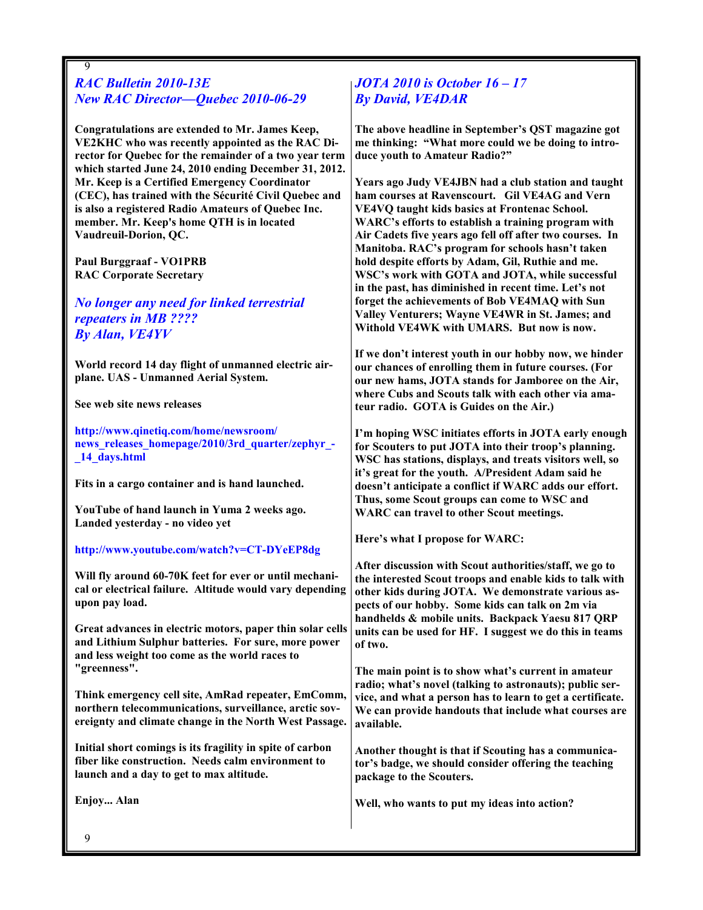## *RAC Bulletin 2010-13E*
## *New RAC Director—Quebec 2010-06-29*

**Congratulations are extended to Mr. James Keep, VE2KHC who was recently appointed as the RAC Director for Quebec for the remainder of a two year term which started June 24, 2010 ending December 31, 2012. Mr. Keep is a Certified Emergency Coordinator (CEC), has trained with the Sécurité Civil Quebec and is also a registered Radio Amateurs of Quebec Inc. member. Mr. Keep's home QTH is in located Vaudreuil-Dorion, QC.**

**Paul Burggraaf - VO1PRB**
**RAC Corporate Secretary**

## *No longer any need for linked terrestrial repeaters in MB ????*
## *By Alan, VE4YV*

**World record 14 day flight of unmanned electric airplane. UAS - Unmanned Aerial System.**

**See web site news releases**

**http://www.qinetiq.com/home/newsroom/news_releases_homepage/2010/3rd_quarter/zephyr_-_14_days.html**

**Fits in a cargo container and is hand launched.**

**YouTube of hand launch in Yuma 2 weeks ago. Landed yesterday - no video yet**

**http://www.youtube.com/watch?v=CT-DYeEP8dg**

**Will fly around 60-70K feet for ever or until mechanical or electrical failure. Altitude would vary depending upon pay load.**

**Great advances in electric motors, paper thin solar cells and Lithium Sulphur batteries. For sure, more power and less weight too come as the world races to "greenness".**

**Think emergency cell site, AmRad repeater, EmComm, northern telecommunications, surveillance, arctic sovereignty and climate change in the North West Passage.**

**Initial short comings is its fragility in spite of carbon fiber like construction. Needs calm environment to launch and a day to get to max altitude.**

**Enjoy... Alan**

## *JOTA 2010 is October 16 – 17*
## *By David, VE4DAR*

**The above headline in September's QST magazine got me thinking: "What more could we be doing to introduce youth to Amateur Radio?"**

**Years ago Judy VE4JBN had a club station and taught ham courses at Ravenscourt. Gil VE4AG and Vern VE4VQ taught kids basics at Frontenac School. WARC's efforts to establish a training program with Air Cadets five years ago fell off after two courses. In Manitoba. RAC's program for schools hasn't taken hold despite efforts by Adam, Gil, Ruthie and me. WSC's work with GOTA and JOTA, while successful in the past, has diminished in recent time. Let's not forget the achievements of Bob VE4MAQ with Sun Valley Venturers; Wayne VE4WR in St. James; and Withold VE4WK with UMARS. But now is now.**

**If we don't interest youth in our hobby now, we hinder our chances of enrolling them in future courses. (For our new hams, JOTA stands for Jamboree on the Air, where Cubs and Scouts talk with each other via amateur radio. GOTA is Guides on the Air.)**

**I'm hoping WSC initiates efforts in JOTA early enough for Scouters to put JOTA into their troop's planning. WSC has stations, displays, and treats visitors well, so it's great for the youth. A/President Adam said he doesn't anticipate a conflict if WARC adds our effort. Thus, some Scout groups can come to WSC and WARC can travel to other Scout meetings.**

**Here's what I propose for WARC:**

**After discussion with Scout authorities/staff, we go to the interested Scout troops and enable kids to talk with other kids during JOTA. We demonstrate various aspects of our hobby. Some kids can talk on 2m via handhelds & mobile units. Backpack Yaesu 817 QRP units can be used for HF. I suggest we do this in teams of two.**

**The main point is to show what's current in amateur radio; what's novel (talking to astronauts); public service, and what a person has to learn to get a certificate. We can provide handouts that include what courses are available.**

**Another thought is that if Scouting has a communicator's badge, we should consider offering the teaching package to the Scouters.**

**Well, who wants to put my ideas into action?**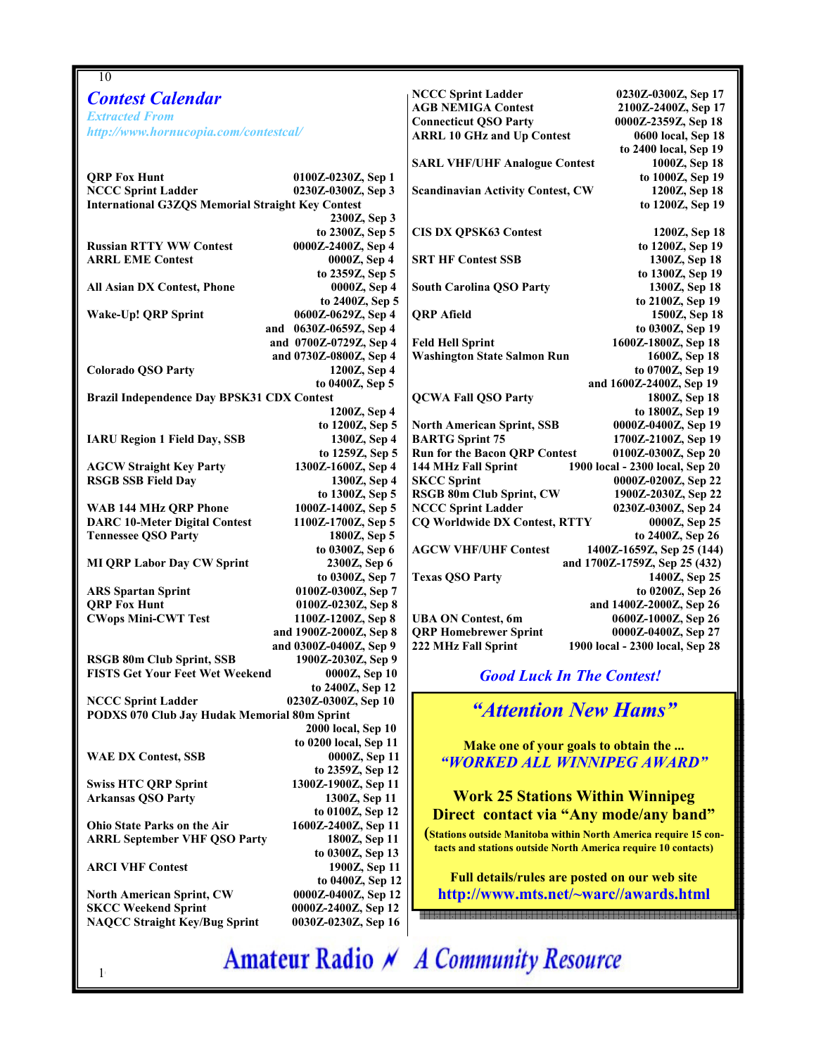## *Contest Calendar*

*Extracted From*
*http://www.hornucopia.com/contestcal/*

| Contest | Date/Time |
|---|---|
| **QRP Fox Hunt** | **0100Z-0230Z, Sep 1** |
| **NCCC Sprint Ladder** | **0230Z-0300Z, Sep 3** |
| **International G3ZQS Memorial Straight Key Contest** | **2300Z, Sep 3 to 2300Z, Sep 5** |
| **Russian RTTY WW Contest** | **0000Z-2400Z, Sep 4** |
| **ARRL EME Contest** | **0000Z, Sep 4 to 2359Z, Sep 5** |
| **All Asian DX Contest, Phone** | **0000Z, Sep 4 to 2400Z, Sep 5** |
| **Wake-Up! QRP Sprint** | **0600Z-0629Z, Sep 4 and 0630Z-0659Z, Sep 4 and 0700Z-0729Z, Sep 4 and 0730Z-0800Z, Sep 4** |
| **Colorado QSO Party** | **1200Z, Sep 4 to 0400Z, Sep 5** |
| **Brazil Independence Day BPSK31 CDX Contest** | **1200Z, Sep 4 to 1200Z, Sep 5** |
| **IARU Region 1 Field Day, SSB** | **1300Z, Sep 4 to 1259Z, Sep 5** |
| **AGCW Straight Key Party** | **1300Z-1600Z, Sep 4** |
| **RSGB SSB Field Day** | **1300Z, Sep 4 to 1300Z, Sep 5** |
| **WAB 144 MHz QRP Phone** | **1000Z-1400Z, Sep 5** |
| **DARC 10-Meter Digital Contest** | **1100Z-1700Z, Sep 5** |
| **Tennessee QSO Party** | **1800Z, Sep 5 to 0300Z, Sep 6** |
| **MI QRP Labor Day CW Sprint** | **2300Z, Sep 6 to 0300Z, Sep 7** |
| **ARS Spartan Sprint** | **0100Z-0300Z, Sep 7** |
| **QRP Fox Hunt** | **0100Z-0230Z, Sep 8** |
| **CWops Mini-CWT Test** | **1100Z-1200Z, Sep 8 and 1900Z-2000Z, Sep 8 and 0300Z-0400Z, Sep 9** |
| **RSGB 80m Club Sprint, SSB** | **1900Z-2030Z, Sep 9** |
| **FISTS Get Your Feet Wet Weekend** | **0000Z, Sep 10 to 2400Z, Sep 12** |
| **NCCC Sprint Ladder** | **0230Z-0300Z, Sep 10** |
| **PODXS 070 Club Jay Hudak Memorial 80m Sprint** | **2000 local, Sep 10 to 0200 local, Sep 11** |
| **WAE DX Contest, SSB** | **0000Z, Sep 11 to 2359Z, Sep 12** |
| **Swiss HTC QRP Sprint** | **1300Z-1900Z, Sep 11** |
| **Arkansas QSO Party** | **1300Z, Sep 11 to 0100Z, Sep 12** |
| **Ohio State Parks on the Air** | **1600Z-2400Z, Sep 11** |
| **ARRL September VHF QSO Party** | **1800Z, Sep 11 to 0300Z, Sep 13** |
| **ARCI VHF Contest** | **1900Z, Sep 11 to 0400Z, Sep 12** |
| **North American Sprint, CW** | **0000Z-0400Z, Sep 12** |
| **SKCC Weekend Sprint** | **0000Z-2400Z, Sep 12** |
| **NAQCC Straight Key/Bug Sprint** | **0030Z-0230Z, Sep 16** |
| **NCCC Sprint Ladder** | **0230Z-0300Z, Sep 17** |
| **AGB NEMIGA Contest** | **2100Z-2400Z, Sep 17** |
| **Connecticut QSO Party** | **0000Z-2359Z, Sep 18** |
| **ARRL 10 GHz and Up Contest** | **0600 local, Sep 18 to 2400 local, Sep 19** |
| **SARL VHF/UHF Analogue Contest** | **1000Z, Sep 18 to 1000Z, Sep 19** |
| **Scandinavian Activity Contest, CW** | **1200Z, Sep 18 to 1200Z, Sep 19** |
| **CIS DX QPSK63 Contest** | **1200Z, Sep 18 to 1200Z, Sep 19** |
| **SRT HF Contest SSB** | **1300Z, Sep 18 to 1300Z, Sep 19** |
| **South Carolina QSO Party** | **1300Z, Sep 18 to 2100Z, Sep 19** |
| **QRP Afield** | **1500Z, Sep 18 to 0300Z, Sep 19** |
| **Feld Hell Sprint** | **1600Z-1800Z, Sep 18** |
| **Washington State Salmon Run** | **1600Z, Sep 18 to 0700Z, Sep 19 and 1600Z-2400Z, Sep 19** |
| **QCWA Fall QSO Party** | **1800Z, Sep 18 to 1800Z, Sep 19** |
| **North American Sprint, SSB** | **0000Z-0400Z, Sep 19** |
| **BARTG Sprint 75** | **1700Z-2100Z, Sep 19** |
| **Run for the Bacon QRP Contest** | **0100Z-0300Z, Sep 20** |
| **144 MHz Fall Sprint** | **1900 local - 2300 local, Sep 20** |
| **SKCC Sprint** | **0000Z-0200Z, Sep 22** |
| **RSGB 80m Club Sprint, CW** | **1900Z-2030Z, Sep 22** |
| **NCCC Sprint Ladder** | **0230Z-0300Z, Sep 24** |
| **CQ Worldwide DX Contest, RTTY** | **0000Z, Sep 25 to 2400Z, Sep 26** |
| **AGCW VHF/UHF Contest** | **1400Z-1659Z, Sep 25 (144) and 1700Z-1759Z, Sep 25 (432)** |
| **Texas QSO Party** | **1400Z, Sep 25 to 0200Z, Sep 26 and 1400Z-2000Z, Sep 26** |
| **UBA ON Contest, 6m** | **0600Z-1000Z, Sep 26** |
| **QRP Homebrewer Sprint** | **0000Z-0400Z, Sep 27** |
| **222 MHz Fall Sprint** | **1900 local - 2300 local, Sep 28** |

***Good Luck In The Contest!***

## *"Attention New Hams"*

**Make one of your goals to obtain the ...**
***"WORKED ALL WINNIPEG AWARD"***

**Work 25 Stations Within Winnipeg**
**Direct contact via "Any mode/any band"**

**(Stations outside Manitoba within North America require 15 contacts and stations outside North America require 10 contacts)**

**Full details/rules are posted on our web site**
**http://www.mts.net/~warc//awards.html**

**Amateur Radio — A Community Resource**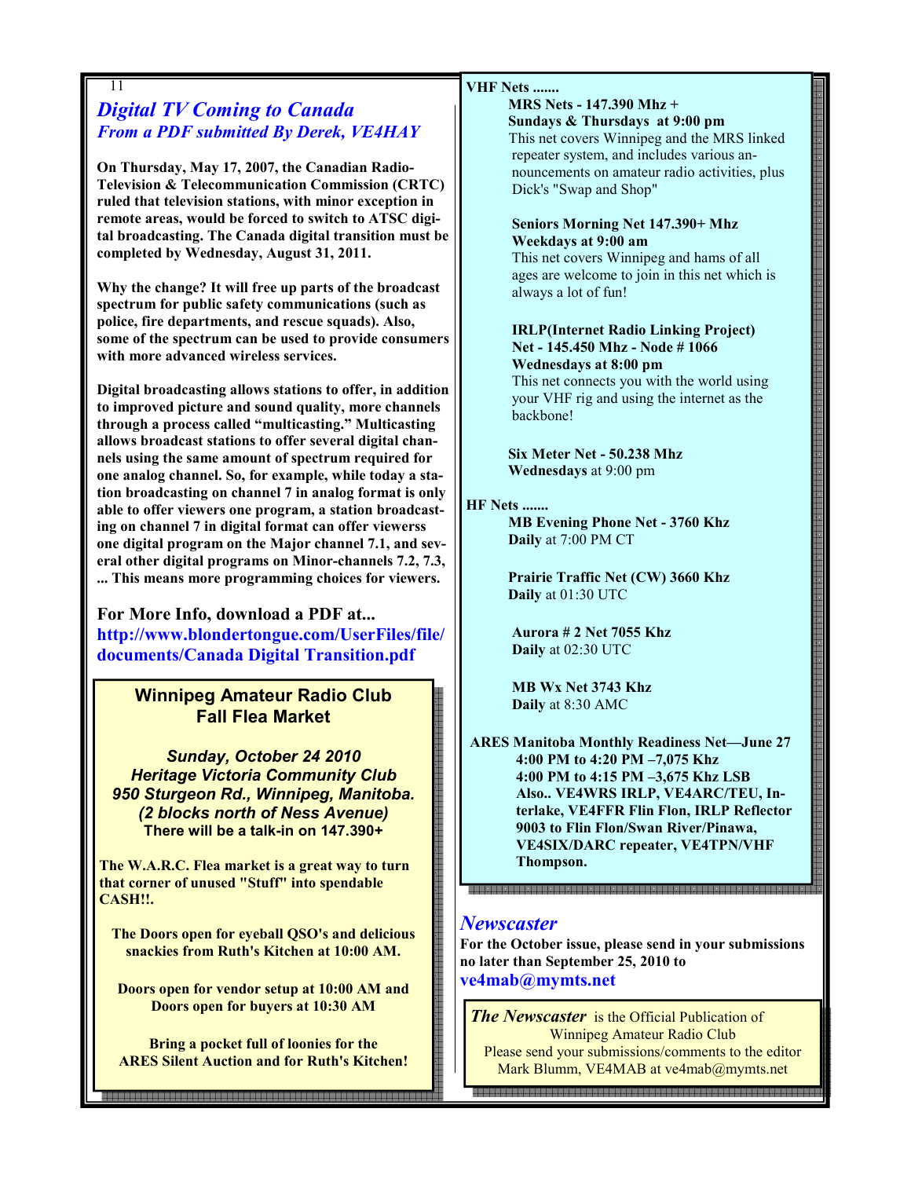## *Digital TV Coming to Canada*

### *From a PDF submitted By Derek, VE4HAY*

**On Thursday, May 17, 2007, the Canadian Radio-Television & Telecommunication Commission (CRTC) ruled that television stations, with minor exception in remote areas, would be forced to switch to ATSC digital broadcasting. The Canada digital transition must be completed by Wednesday, August 31, 2011.**

**Why the change? It will free up parts of the broadcast spectrum for public safety communications (such as police, fire departments, and rescue squads). Also, some of the spectrum can be used to provide consumers with more advanced wireless services.**

**Digital broadcasting allows stations to offer, in addition to improved picture and sound quality, more channels through a process called "multicasting." Multicasting allows broadcast stations to offer several digital channels using the same amount of spectrum required for one analog channel. So, for example, while today a station broadcasting on channel 7 in analog format is only able to offer viewers one program, a station broadcasting on channel 7 in digital format can offer viewerss one digital program on the Major channel 7.1, and several other digital programs on Minor-channels 7.2, 7.3, ... This means more programming choices for viewers.**

**For More Info, download a PDF at...**
**http://www.blondertongue.com/UserFiles/file/documents/Canada Digital Transition.pdf**

---

**Winnipeg Amateur Radio Club**
**Fall Flea Market**

***Sunday, October 24 2010***
***Heritage Victoria Community Club***
***950 Sturgeon Rd., Winnipeg, Manitoba.***
***(2 blocks north of Ness Avenue)***
**There will be a talk-in on 147.390+**

**The W.A.R.C. Flea market is a great way to turn that corner of unused "Stuff" into spendable CASH!!.**

**The Doors open for eyeball QSO's and delicious snackies from Ruth's Kitchen at 10:00 AM.**

**Doors open for vendor setup at 10:00 AM and Doors open for buyers at 10:30 AM**

**Bring a pocket full of loonies for the ARES Silent Auction and for Ruth's Kitchen!**

---

**VHF Nets .......**

**MRS Nets - 147.390 Mhz +**
**Sundays & Thursdays at 9:00 pm**
This net covers Winnipeg and the MRS linked repeater system, and includes various announcements on amateur radio activities, plus Dick's "Swap and Shop"

**Seniors Morning Net 147.390+ Mhz**
**Weekdays at 9:00 am**
This net covers Winnipeg and hams of all ages are welcome to join in this net which is always a lot of fun!

**IRLP(Internet Radio Linking Project) Net - 145.450 Mhz - Node # 1066**
**Wednesdays at 8:00 pm**
This net connects you with the world using your VHF rig and using the internet as the backbone!

**Six Meter Net - 50.238 Mhz**
**Wednesdays** at 9:00 pm

**HF Nets .......**

**MB Evening Phone Net - 3760 Khz**
**Daily** at 7:00 PM CT

**Prairie Traffic Net (CW) 3660 Khz**
**Daily** at 01:30 UTC

**Aurora # 2 Net 7055 Khz**
**Daily** at 02:30 UTC

**MB Wx Net 3743 Khz**
**Daily** at 8:30 AMC

**ARES Manitoba Monthly Readiness Net—June 27**
**4:00 PM to 4:20 PM –7,075 Khz**
**4:00 PM to 4:15 PM –3,675 Khz LSB**
**Also.. VE4WRS IRLP, VE4ARC/TEU, Interlake, VE4FFR Flin Flon, IRLP Reflector 9003 to Flin Flon/Swan River/Pinawa, VE4SIX/DARC repeater, VE4TPN/VHF Thompson.**

## *Newscaster*

**For the October issue, please send in your submissions no later than September 25, 2010 to**
**ve4mab@mymts.net**

***The Newscaster*** is the Official Publication of Winnipeg Amateur Radio Club
Please send your submissions/comments to the editor Mark Blumm, VE4MAB at ve4mab@mymts.net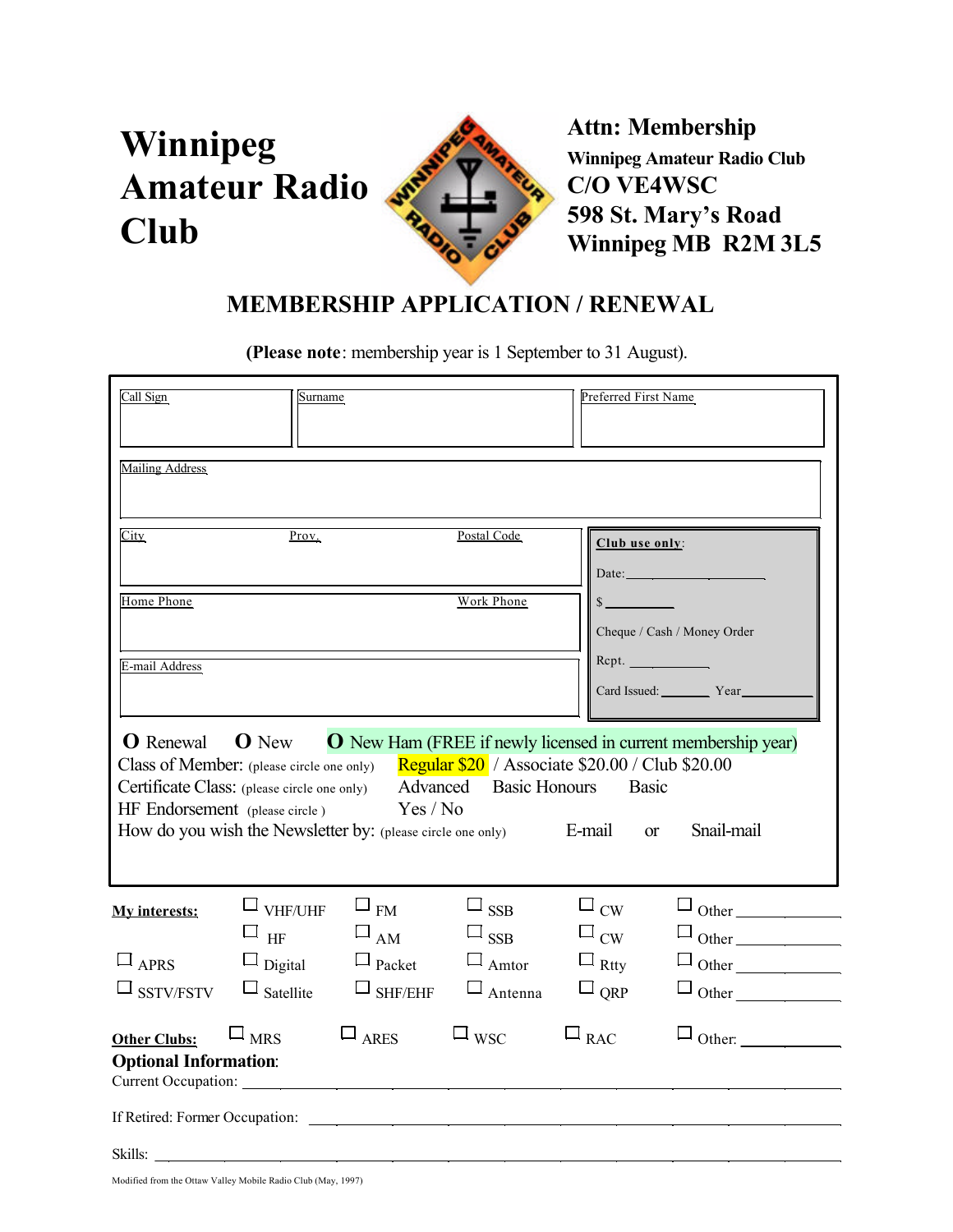# Winnipeg Amateur Radio Club

**Attn: Membership**
**Winnipeg Amateur Radio Club**
**C/O VE4WSC**
**598 St. Mary's Road**
**Winnipeg MB R2M 3L5**

## MEMBERSHIP APPLICATION / RENEWAL

**(Please note**: membership year is 1 September to 31 August).

| Call Sign | Surname | Preferred First Name |
|---|---|---|
| | | |

Mailing Address

City | Prov. | Postal Code

Home Phone | Work Phone

E-mail Address

**Club use only**:
Date: ____________
$ ________
Cheque / Cash / Money Order
Rept. ________
Card Issued: ______ Year________

**O** Renewal **O** New **O** New Ham (FREE if newly licensed in current membership year)

Class of Member: (please circle one only) Regular $20 / Associate $20.00 / Club $20.00

Certificate Class: (please circle one only) Advanced Basic Honours Basic

HF Endorsement (please circle ) Yes / No

How do you wish the Newsletter by: (please circle one only) E-mail or Snail-mail

**My interests:**

| | | | | | |
|---|---|---|---|---|---|
| | ☐ VHF/UHF | ☐ FM | ☐ SSB | ☐ CW | ☐ Other ________ |
| | ☐ HF | ☐ AM | ☐ SSB | ☐ CW | ☐ Other ________ |
| ☐ APRS | ☐ Digital | ☐ Packet | ☐ Amtor | ☐ Rtty | ☐ Other ________ |
| ☐ SSTV/FSTV | ☐ Satellite | ☐ SHF/EHF | ☐ Antenna | ☐ QRP | ☐ Other ________ |

**Other Clubs:** ☐ MRS ☐ ARES ☐ WSC ☐ RAC ☐ Other: ________

**Optional Information**:

Current Occupation: ____________________

If Retired: Former Occupation: ____________________

Skills: ____________________

Modified from the Ottaw Valley Mobile Radio Club (May, 1997)